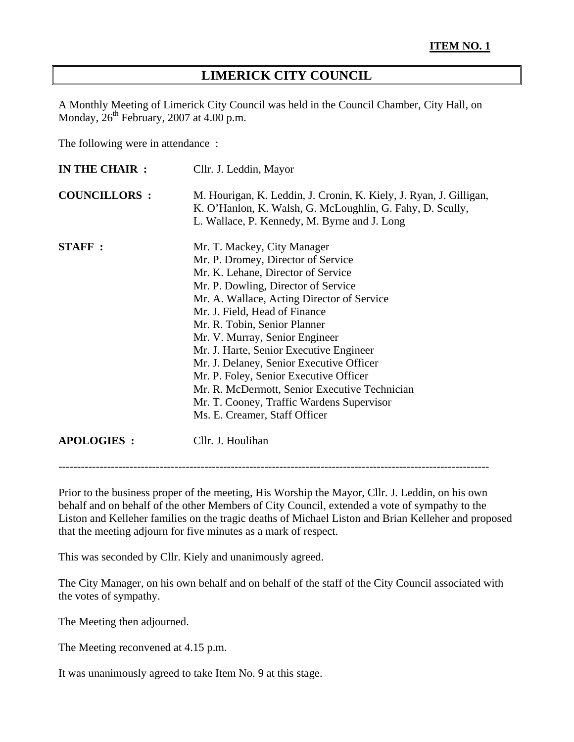**ITEM NO. 1**

# LIMERICK CITY COUNCIL

A Monthly Meeting of Limerick City Council was held in the Council Chamber, City Hall, on Monday, 26th February, 2007 at 4.00 p.m.

The following were in attendance :

**IN THE CHAIR :** Cllr. J. Leddin, Mayor

**COUNCILLORS :** M. Hourigan, K. Leddin, J. Cronin, K. Kiely, J. Ryan, J. Gilligan, K. O'Hanlon, K. Walsh, G. McLoughlin, G. Fahy, D. Scully, L. Wallace, P. Kennedy, M. Byrne and J. Long

**STAFF :**
Mr. T. Mackey, City Manager
Mr. P. Dromey, Director of Service
Mr. K. Lehane, Director of Service
Mr. P. Dowling, Director of Service
Mr. A. Wallace, Acting Director of Service
Mr. J. Field, Head of Finance
Mr. R. Tobin, Senior Planner
Mr. V. Murray, Senior Engineer
Mr. J. Harte, Senior Executive Engineer
Mr. J. Delaney, Senior Executive Officer
Mr. P. Foley, Senior Executive Officer
Mr. R. McDermott, Senior Executive Technician
Mr. T. Cooney, Traffic Wardens Supervisor
Ms. E. Creamer, Staff Officer

**APOLOGIES :** Cllr. J. Houlihan

---

Prior to the business proper of the meeting, His Worship the Mayor, Cllr. J. Leddin, on his own behalf and on behalf of the other Members of City Council, extended a vote of sympathy to the Liston and Kelleher families on the tragic deaths of Michael Liston and Brian Kelleher and proposed that the meeting adjourn for five minutes as a mark of respect.

This was seconded by Cllr. Kiely and unanimously agreed.

The City Manager, on his own behalf and on behalf of the staff of the City Council associated with the votes of sympathy.

The Meeting then adjourned.

The Meeting reconvened at 4.15 p.m.

It was unanimously agreed to take Item No. 9 at this stage.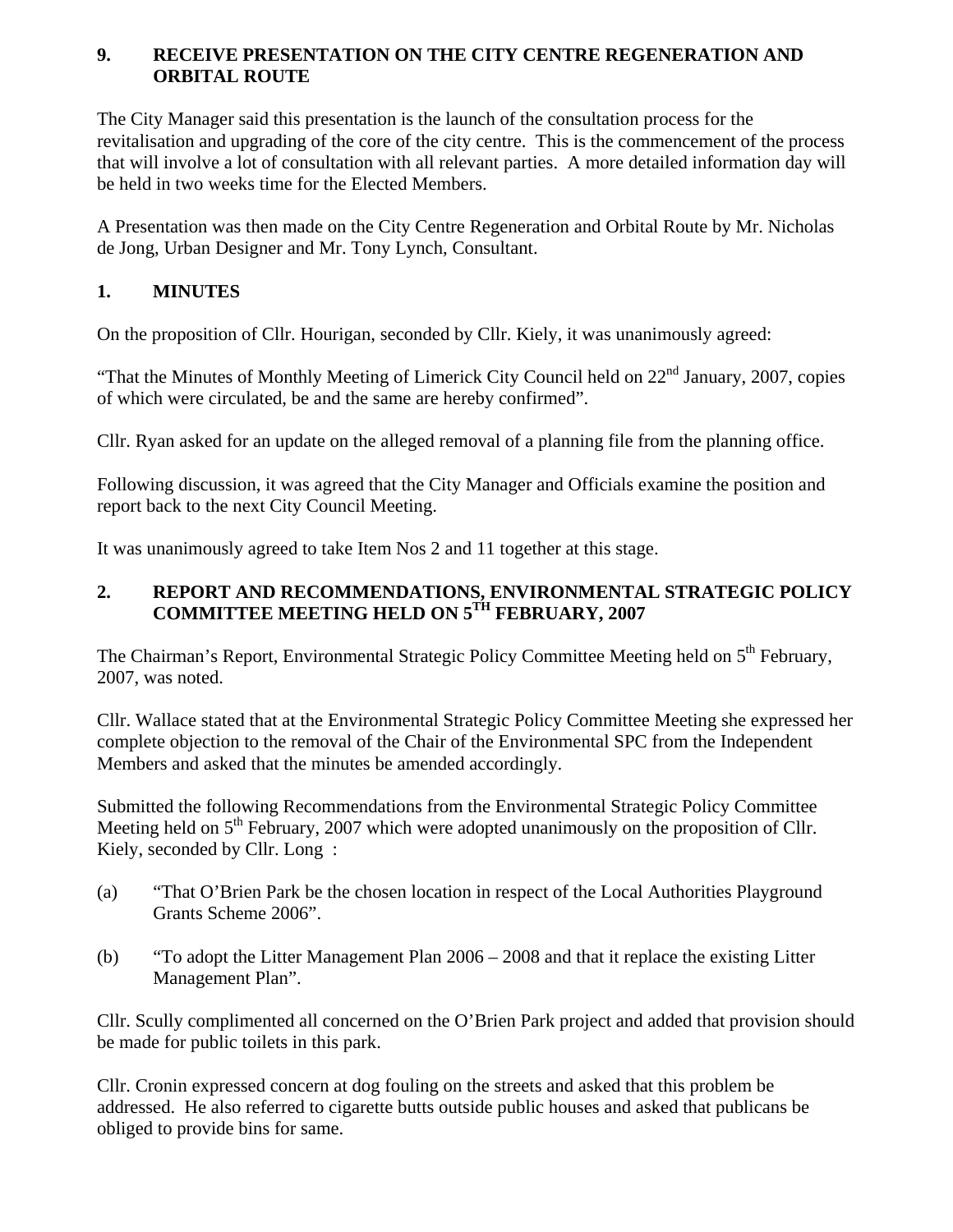## 9. RECEIVE PRESENTATION ON THE CITY CENTRE REGENERATION AND ORBITAL ROUTE

The City Manager said this presentation is the launch of the consultation process for the revitalisation and upgrading of the core of the city centre. This is the commencement of the process that will involve a lot of consultation with all relevant parties. A more detailed information day will be held in two weeks time for the Elected Members.

A Presentation was then made on the City Centre Regeneration and Orbital Route by Mr. Nicholas de Jong, Urban Designer and Mr. Tony Lynch, Consultant.

## 1. MINUTES

On the proposition of Cllr. Hourigan, seconded by Cllr. Kiely, it was unanimously agreed:

"That the Minutes of Monthly Meeting of Limerick City Council held on 22nd January, 2007, copies of which were circulated, be and the same are hereby confirmed".

Cllr. Ryan asked for an update on the alleged removal of a planning file from the planning office.

Following discussion, it was agreed that the City Manager and Officials examine the position and report back to the next City Council Meeting.

It was unanimously agreed to take Item Nos 2 and 11 together at this stage.

## 2. REPORT AND RECOMMENDATIONS, ENVIRONMENTAL STRATEGIC POLICY COMMITTEE MEETING HELD ON 5TH FEBRUARY, 2007

The Chairman's Report, Environmental Strategic Policy Committee Meeting held on 5th February, 2007, was noted.

Cllr. Wallace stated that at the Environmental Strategic Policy Committee Meeting she expressed her complete objection to the removal of the Chair of the Environmental SPC from the Independent Members and asked that the minutes be amended accordingly.

Submitted the following Recommendations from the Environmental Strategic Policy Committee Meeting held on 5th February, 2007 which were adopted unanimously on the proposition of Cllr. Kiely, seconded by Cllr. Long :

(a) "That O'Brien Park be the chosen location in respect of the Local Authorities Playground Grants Scheme 2006".

(b) "To adopt the Litter Management Plan 2006 – 2008 and that it replace the existing Litter Management Plan".

Cllr. Scully complimented all concerned on the O'Brien Park project and added that provision should be made for public toilets in this park.

Cllr. Cronin expressed concern at dog fouling on the streets and asked that this problem be addressed. He also referred to cigarette butts outside public houses and asked that publicans be obliged to provide bins for same.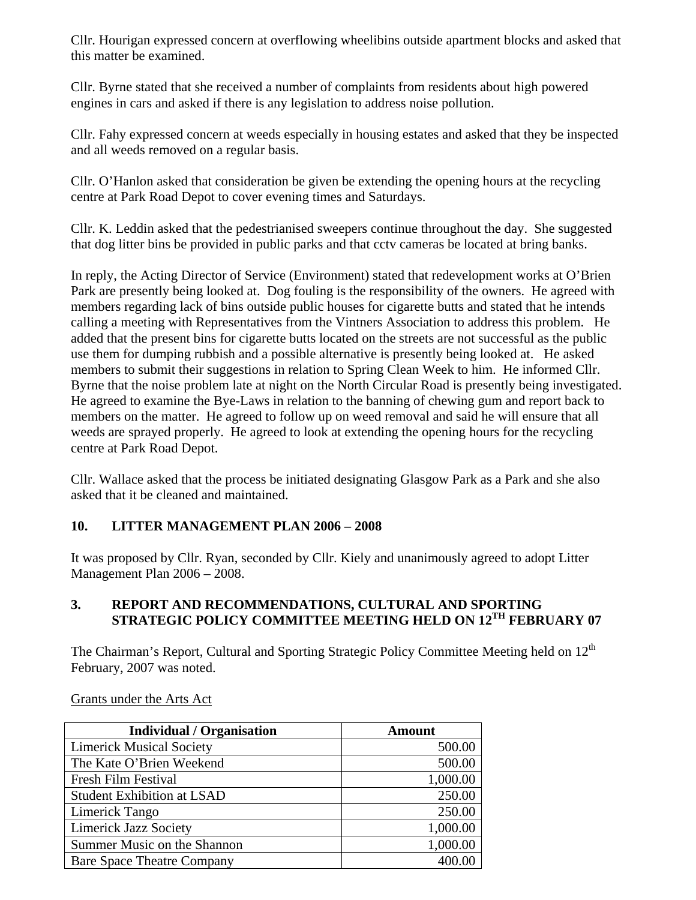Cllr. Hourigan expressed concern at overflowing wheelibins outside apartment blocks and asked that this matter be examined.

Cllr. Byrne stated that she received a number of complaints from residents about high powered engines in cars and asked if there is any legislation to address noise pollution.

Cllr. Fahy expressed concern at weeds especially in housing estates and asked that they be inspected and all weeds removed on a regular basis.

Cllr. O'Hanlon asked that consideration be given be extending the opening hours at the recycling centre at Park Road Depot to cover evening times and Saturdays.

Cllr. K. Leddin asked that the pedestrianised sweepers continue throughout the day. She suggested that dog litter bins be provided in public parks and that cctv cameras be located at bring banks.

In reply, the Acting Director of Service (Environment) stated that redevelopment works at O'Brien Park are presently being looked at. Dog fouling is the responsibility of the owners. He agreed with members regarding lack of bins outside public houses for cigarette butts and stated that he intends calling a meeting with Representatives from the Vintners Association to address this problem. He added that the present bins for cigarette butts located on the streets are not successful as the public use them for dumping rubbish and a possible alternative is presently being looked at. He asked members to submit their suggestions in relation to Spring Clean Week to him. He informed Cllr. Byrne that the noise problem late at night on the North Circular Road is presently being investigated. He agreed to examine the Bye-Laws in relation to the banning of chewing gum and report back to members on the matter. He agreed to follow up on weed removal and said he will ensure that all weeds are sprayed properly. He agreed to look at extending the opening hours for the recycling centre at Park Road Depot.

Cllr. Wallace asked that the process be initiated designating Glasgow Park as a Park and she also asked that it be cleaned and maintained.

## 10. LITTER MANAGEMENT PLAN 2006 – 2008

It was proposed by Cllr. Ryan, seconded by Cllr. Kiely and unanimously agreed to adopt Litter Management Plan 2006 – 2008.

## 3. REPORT AND RECOMMENDATIONS, CULTURAL AND SPORTING STRATEGIC POLICY COMMITTEE MEETING HELD ON 12TH FEBRUARY 07

The Chairman's Report, Cultural and Sporting Strategic Policy Committee Meeting held on 12th February, 2007 was noted.

Grants under the Arts Act

| Individual / Organisation | Amount |
|---|---:|
| Limerick Musical Society | 500.00 |
| The Kate O'Brien Weekend | 500.00 |
| Fresh Film Festival | 1,000.00 |
| Student Exhibition at LSAD | 250.00 |
| Limerick Tango | 250.00 |
| Limerick Jazz Society | 1,000.00 |
| Summer Music on the Shannon | 1,000.00 |
| Bare Space Theatre Company | 400.00 |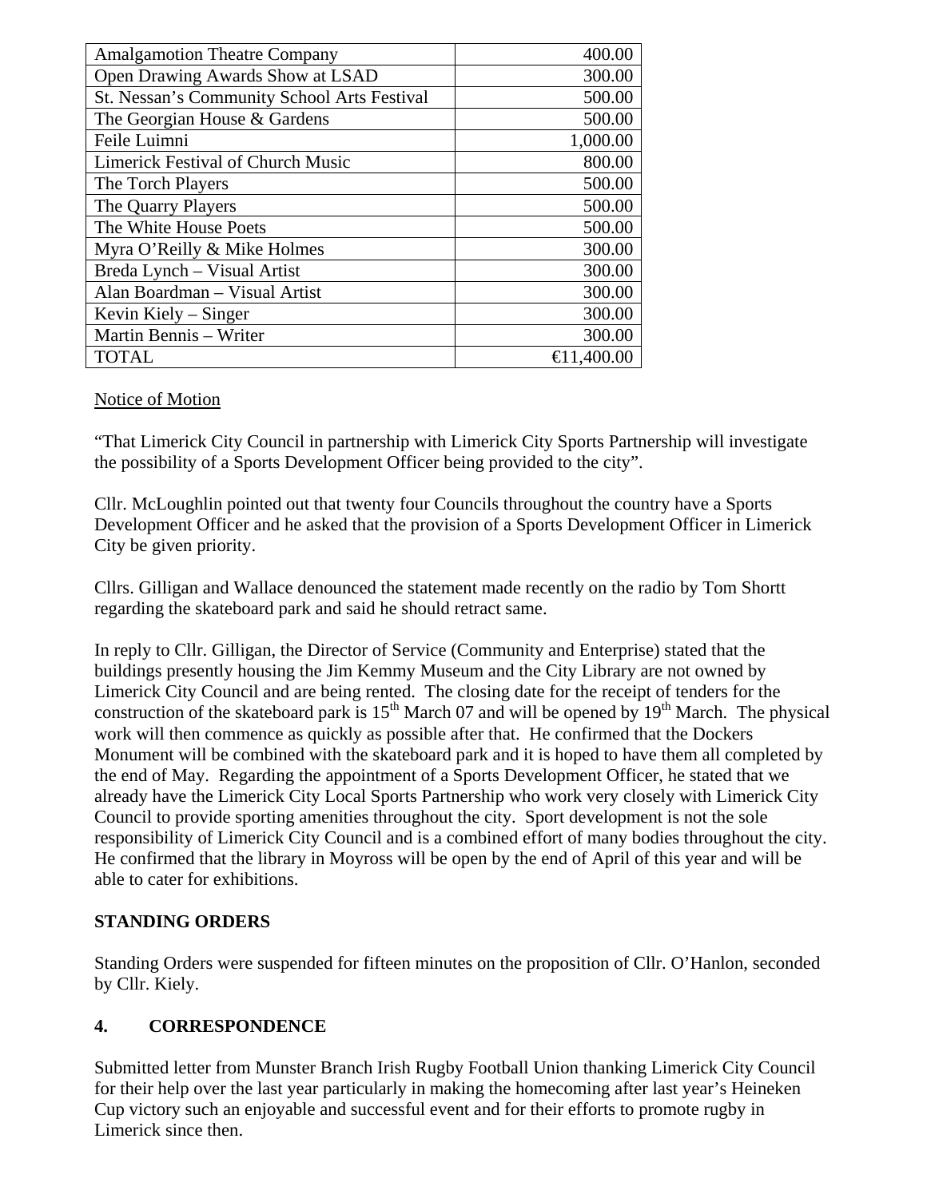| | |
|---|---|
| Amalgamotion Theatre Company | 400.00 |
| Open Drawing Awards Show at LSAD | 300.00 |
| St. Nessan's Community School Arts Festival | 500.00 |
| The Georgian House & Gardens | 500.00 |
| Feile Luimni | 1,000.00 |
| Limerick Festival of Church Music | 800.00 |
| The Torch Players | 500.00 |
| The Quarry Players | 500.00 |
| The White House Poets | 500.00 |
| Myra O'Reilly & Mike Holmes | 300.00 |
| Breda Lynch – Visual Artist | 300.00 |
| Alan Boardman – Visual Artist | 300.00 |
| Kevin Kiely – Singer | 300.00 |
| Martin Bennis – Writer | 300.00 |
| TOTAL | €11,400.00 |

Notice of Motion

"That Limerick City Council in partnership with Limerick City Sports Partnership will investigate the possibility of a Sports Development Officer being provided to the city".

Cllr. McLoughlin pointed out that twenty four Councils throughout the country have a Sports Development Officer and he asked that the provision of a Sports Development Officer in Limerick City be given priority.

Cllrs. Gilligan and Wallace denounced the statement made recently on the radio by Tom Shortt regarding the skateboard park and said he should retract same.

In reply to Cllr. Gilligan, the Director of Service (Community and Enterprise) stated that the buildings presently housing the Jim Kemmy Museum and the City Library are not owned by Limerick City Council and are being rented. The closing date for the receipt of tenders for the construction of the skateboard park is 15th March 07 and will be opened by 19th March. The physical work will then commence as quickly as possible after that. He confirmed that the Dockers Monument will be combined with the skateboard park and it is hoped to have them all completed by the end of May. Regarding the appointment of a Sports Development Officer, he stated that we already have the Limerick City Local Sports Partnership who work very closely with Limerick City Council to provide sporting amenities throughout the city. Sport development is not the sole responsibility of Limerick City Council and is a combined effort of many bodies throughout the city. He confirmed that the library in Moyross will be open by the end of April of this year and will be able to cater for exhibitions.

**STANDING ORDERS**

Standing Orders were suspended for fifteen minutes on the proposition of Cllr. O'Hanlon, seconded by Cllr. Kiely.

**4. CORRESPONDENCE**

Submitted letter from Munster Branch Irish Rugby Football Union thanking Limerick City Council for their help over the last year particularly in making the homecoming after last year's Heineken Cup victory such an enjoyable and successful event and for their efforts to promote rugby in Limerick since then.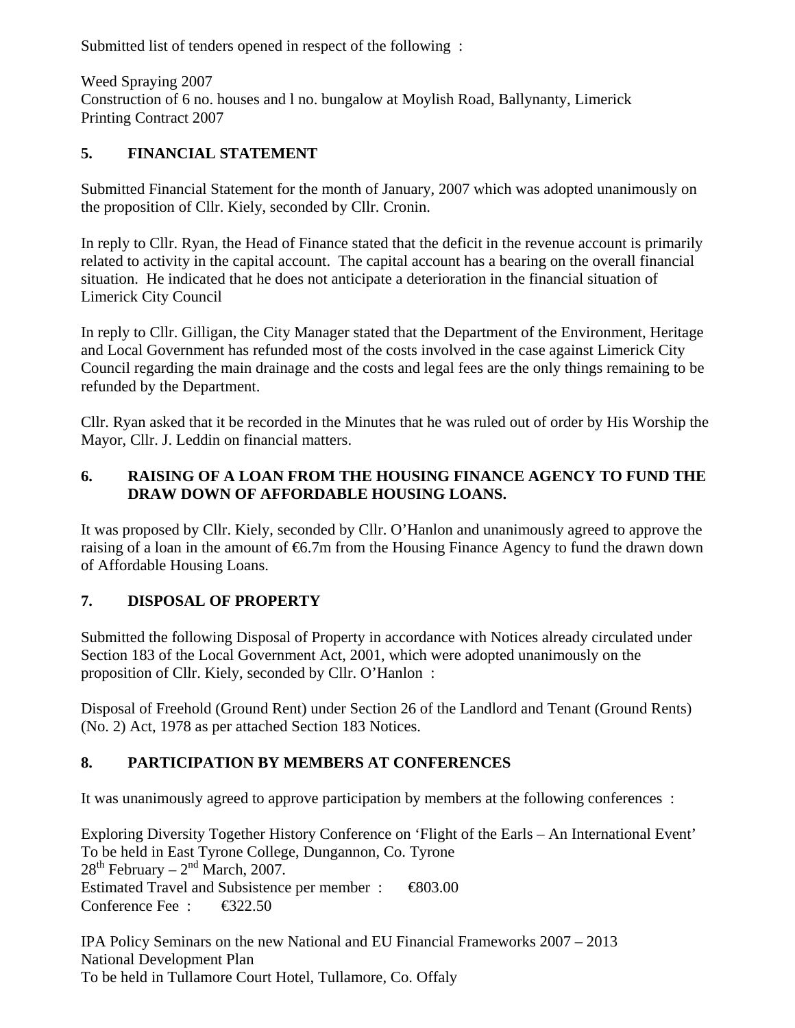Submitted list of tenders opened in respect of the following :

Weed Spraying 2007
Construction of 6 no. houses and l no. bungalow at Moylish Road, Ballynanty, Limerick
Printing Contract 2007

## 5. FINANCIAL STATEMENT

Submitted Financial Statement for the month of January, 2007 which was adopted unanimously on the proposition of Cllr. Kiely, seconded by Cllr. Cronin.

In reply to Cllr. Ryan, the Head of Finance stated that the deficit in the revenue account is primarily related to activity in the capital account. The capital account has a bearing on the overall financial situation. He indicated that he does not anticipate a deterioration in the financial situation of Limerick City Council

In reply to Cllr. Gilligan, the City Manager stated that the Department of the Environment, Heritage and Local Government has refunded most of the costs involved in the case against Limerick City Council regarding the main drainage and the costs and legal fees are the only things remaining to be refunded by the Department.

Cllr. Ryan asked that it be recorded in the Minutes that he was ruled out of order by His Worship the Mayor, Cllr. J. Leddin on financial matters.

## 6. RAISING OF A LOAN FROM THE HOUSING FINANCE AGENCY TO FUND THE DRAW DOWN OF AFFORDABLE HOUSING LOANS.

It was proposed by Cllr. Kiely, seconded by Cllr. O'Hanlon and unanimously agreed to approve the raising of a loan in the amount of €6.7m from the Housing Finance Agency to fund the drawn down of Affordable Housing Loans.

## 7. DISPOSAL OF PROPERTY

Submitted the following Disposal of Property in accordance with Notices already circulated under Section 183 of the Local Government Act, 2001, which were adopted unanimously on the proposition of Cllr. Kiely, seconded by Cllr. O'Hanlon :

Disposal of Freehold (Ground Rent) under Section 26 of the Landlord and Tenant (Ground Rents) (No. 2) Act, 1978 as per attached Section 183 Notices.

## 8. PARTICIPATION BY MEMBERS AT CONFERENCES

It was unanimously agreed to approve participation by members at the following conferences :

Exploring Diversity Together History Conference on 'Flight of the Earls – An International Event'
To be held in East Tyrone College, Dungannon, Co. Tyrone
28th February – 2nd March, 2007.
Estimated Travel and Subsistence per member : €803.00
Conference Fee : €322.50

IPA Policy Seminars on the new National and EU Financial Frameworks 2007 – 2013
National Development Plan
To be held in Tullamore Court Hotel, Tullamore, Co. Offaly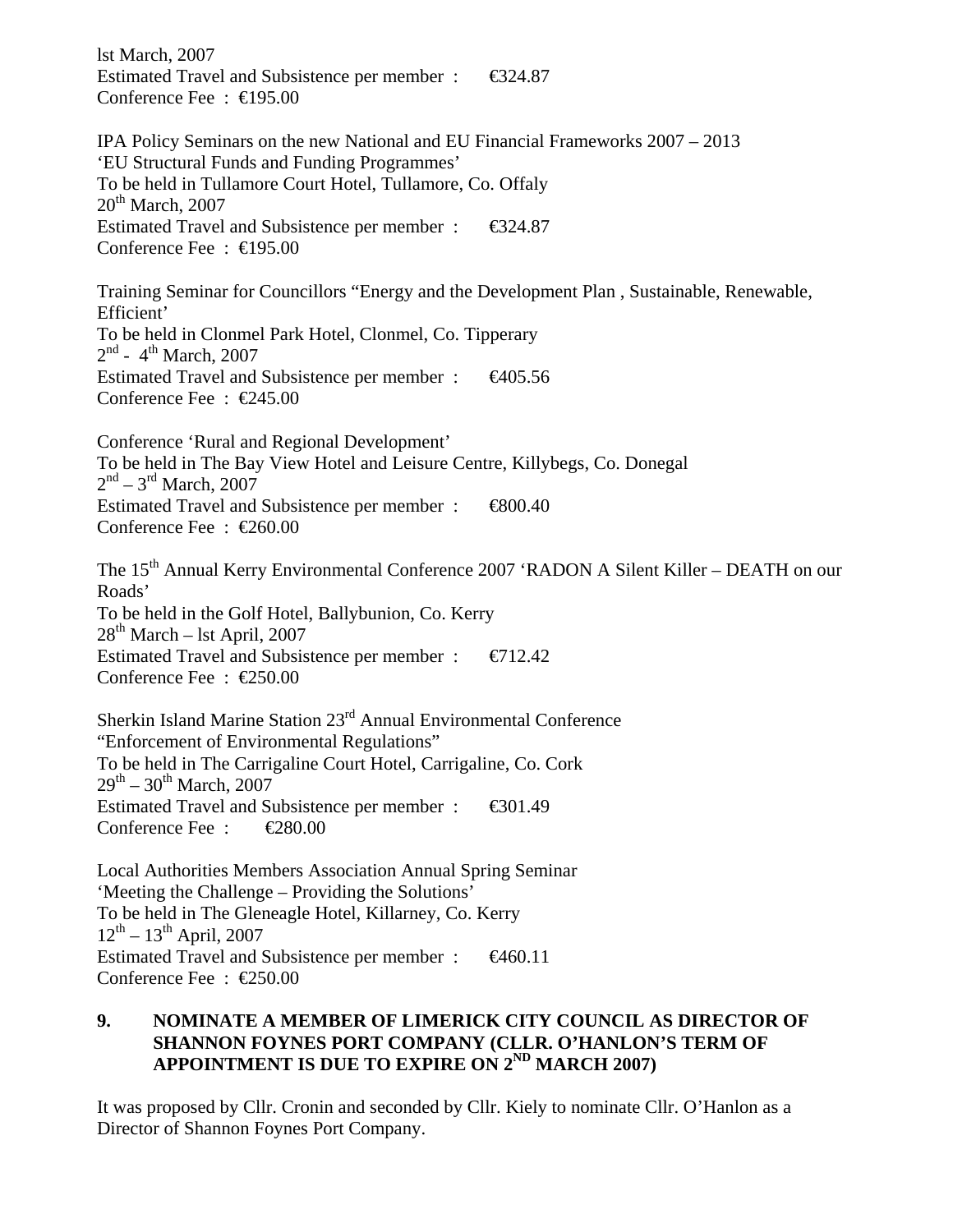lst March, 2007
Estimated Travel and Subsistence per member :  €324.87
Conference Fee : €195.00

IPA Policy Seminars on the new National and EU Financial Frameworks 2007 – 2013
'EU Structural Funds and Funding Programmes'
To be held in Tullamore Court Hotel, Tullamore, Co. Offaly
20th March, 2007
Estimated Travel and Subsistence per member :  €324.87
Conference Fee : €195.00

Training Seminar for Councillors "Energy and the Development Plan , Sustainable, Renewable, Efficient'
To be held in Clonmel Park Hotel, Clonmel, Co. Tipperary
2nd - 4th March, 2007
Estimated Travel and Subsistence per member :  €405.56
Conference Fee : €245.00

Conference 'Rural and Regional Development'
To be held in The Bay View Hotel and Leisure Centre, Killybegs, Co. Donegal
2nd – 3rd March, 2007
Estimated Travel and Subsistence per member :  €800.40
Conference Fee : €260.00

The 15th Annual Kerry Environmental Conference 2007 'RADON A Silent Killer – DEATH on our Roads'
To be held in the Golf Hotel, Ballybunion, Co. Kerry
28th March – lst April, 2007
Estimated Travel and Subsistence per member :  €712.42
Conference Fee : €250.00

Sherkin Island Marine Station 23rd Annual Environmental Conference
"Enforcement of Environmental Regulations"
To be held in The Carrigaline Court Hotel, Carrigaline, Co. Cork
29th – 30th March, 2007
Estimated Travel and Subsistence per member :  €301.49
Conference Fee :  €280.00

Local Authorities Members Association Annual Spring Seminar
'Meeting the Challenge – Providing the Solutions'
To be held in The Gleneagle Hotel, Killarney, Co. Kerry
12th – 13th April, 2007
Estimated Travel and Subsistence per member :  €460.11
Conference Fee : €250.00

## 9. NOMINATE A MEMBER OF LIMERICK CITY COUNCIL AS DIRECTOR OF SHANNON FOYNES PORT COMPANY (CLLR. O'HANLON'S TERM OF APPOINTMENT IS DUE TO EXPIRE ON 2ND MARCH 2007)

It was proposed by Cllr. Cronin and seconded by Cllr. Kiely to nominate Cllr. O'Hanlon as a Director of Shannon Foynes Port Company.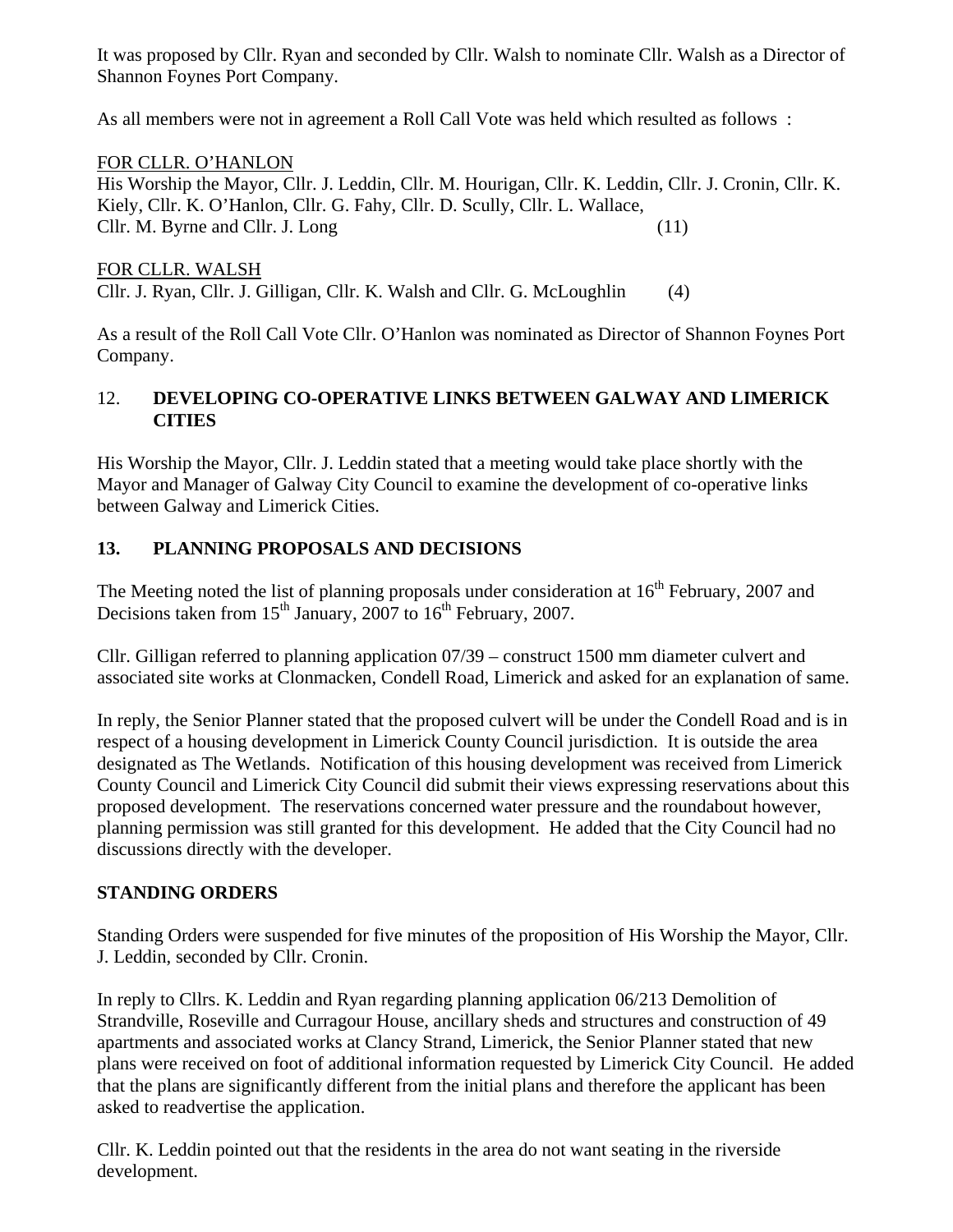It was proposed by Cllr. Ryan and seconded by Cllr. Walsh to nominate Cllr. Walsh as a Director of Shannon Foynes Port Company.

As all members were not in agreement a Roll Call Vote was held which resulted as follows :

<u>FOR CLLR. O'HANLON</u>
His Worship the Mayor, Cllr. J. Leddin, Cllr. M. Hourigan, Cllr. K. Leddin, Cllr. J. Cronin, Cllr. K. Kiely, Cllr. K. O'Hanlon, Cllr. G. Fahy, Cllr. D. Scully, Cllr. L. Wallace,
Cllr. M. Byrne and Cllr. J. Long (11)

<u>FOR CLLR. WALSH</u>
Cllr. J. Ryan, Cllr. J. Gilligan, Cllr. K. Walsh and Cllr. G. McLoughlin (4)

As a result of the Roll Call Vote Cllr. O'Hanlon was nominated as Director of Shannon Foynes Port Company.

## 12. DEVELOPING CO-OPERATIVE LINKS BETWEEN GALWAY AND LIMERICK CITIES

His Worship the Mayor, Cllr. J. Leddin stated that a meeting would take place shortly with the Mayor and Manager of Galway City Council to examine the development of co-operative links between Galway and Limerick Cities.

## 13. PLANNING PROPOSALS AND DECISIONS

The Meeting noted the list of planning proposals under consideration at 16th February, 2007 and Decisions taken from 15th January, 2007 to 16th February, 2007.

Cllr. Gilligan referred to planning application 07/39 – construct 1500 mm diameter culvert and associated site works at Clonmacken, Condell Road, Limerick and asked for an explanation of same.

In reply, the Senior Planner stated that the proposed culvert will be under the Condell Road and is in respect of a housing development in Limerick County Council jurisdiction. It is outside the area designated as The Wetlands. Notification of this housing development was received from Limerick County Council and Limerick City Council did submit their views expressing reservations about this proposed development. The reservations concerned water pressure and the roundabout however, planning permission was still granted for this development. He added that the City Council had no discussions directly with the developer.

## STANDING ORDERS

Standing Orders were suspended for five minutes of the proposition of His Worship the Mayor, Cllr. J. Leddin, seconded by Cllr. Cronin.

In reply to Cllrs. K. Leddin and Ryan regarding planning application 06/213 Demolition of Strandville, Roseville and Curragour House, ancillary sheds and structures and construction of 49 apartments and associated works at Clancy Strand, Limerick, the Senior Planner stated that new plans were received on foot of additional information requested by Limerick City Council. He added that the plans are significantly different from the initial plans and therefore the applicant has been asked to readvertise the application.

Cllr. K. Leddin pointed out that the residents in the area do not want seating in the riverside development.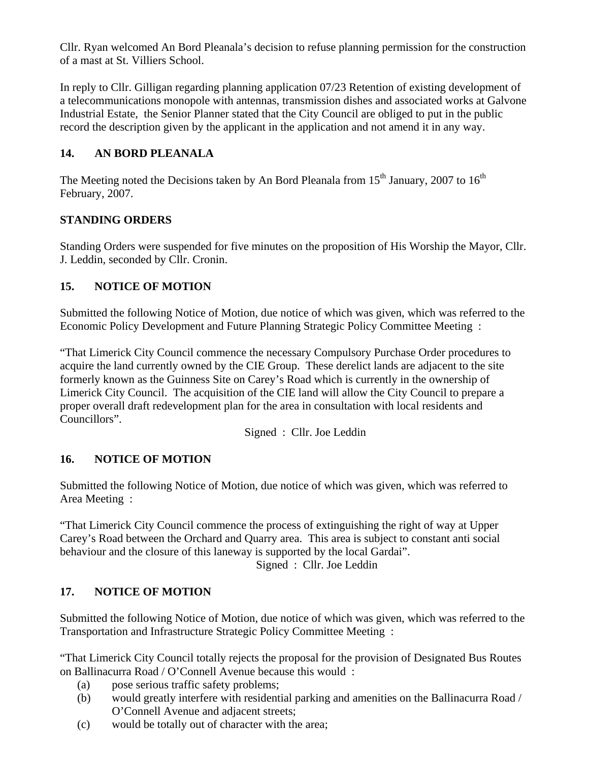Cllr. Ryan welcomed An Bord Pleanala's decision to refuse planning permission for the construction of a mast at St. Villiers School.

In reply to Cllr. Gilligan regarding planning application 07/23 Retention of existing development of a telecommunications monopole with antennas, transmission dishes and associated works at Galvone Industrial Estate, the Senior Planner stated that the City Council are obliged to put in the public record the description given by the applicant in the application and not amend it in any way.

## 14. AN BORD PLEANALA

The Meeting noted the Decisions taken by An Bord Pleanala from 15th January, 2007 to 16th February, 2007.

## STANDING ORDERS

Standing Orders were suspended for five minutes on the proposition of His Worship the Mayor, Cllr. J. Leddin, seconded by Cllr. Cronin.

## 15. NOTICE OF MOTION

Submitted the following Notice of Motion, due notice of which was given, which was referred to the Economic Policy Development and Future Planning Strategic Policy Committee Meeting :

"That Limerick City Council commence the necessary Compulsory Purchase Order procedures to acquire the land currently owned by the CIE Group. These derelict lands are adjacent to the site formerly known as the Guinness Site on Carey's Road which is currently in the ownership of Limerick City Council. The acquisition of the CIE land will allow the City Council to prepare a proper overall draft redevelopment plan for the area in consultation with local residents and Councillors".

Signed : Cllr. Joe Leddin

## 16. NOTICE OF MOTION

Submitted the following Notice of Motion, due notice of which was given, which was referred to Area Meeting :

"That Limerick City Council commence the process of extinguishing the right of way at Upper Carey's Road between the Orchard and Quarry area. This area is subject to constant anti social behaviour and the closure of this laneway is supported by the local Gardai".

Signed : Cllr. Joe Leddin

## 17. NOTICE OF MOTION

Submitted the following Notice of Motion, due notice of which was given, which was referred to the Transportation and Infrastructure Strategic Policy Committee Meeting :

"That Limerick City Council totally rejects the proposal for the provision of Designated Bus Routes on Ballinacurra Road / O'Connell Avenue because this would :

- (a) pose serious traffic safety problems;
- (b) would greatly interfere with residential parking and amenities on the Ballinacurra Road / O'Connell Avenue and adjacent streets;
- (c) would be totally out of character with the area;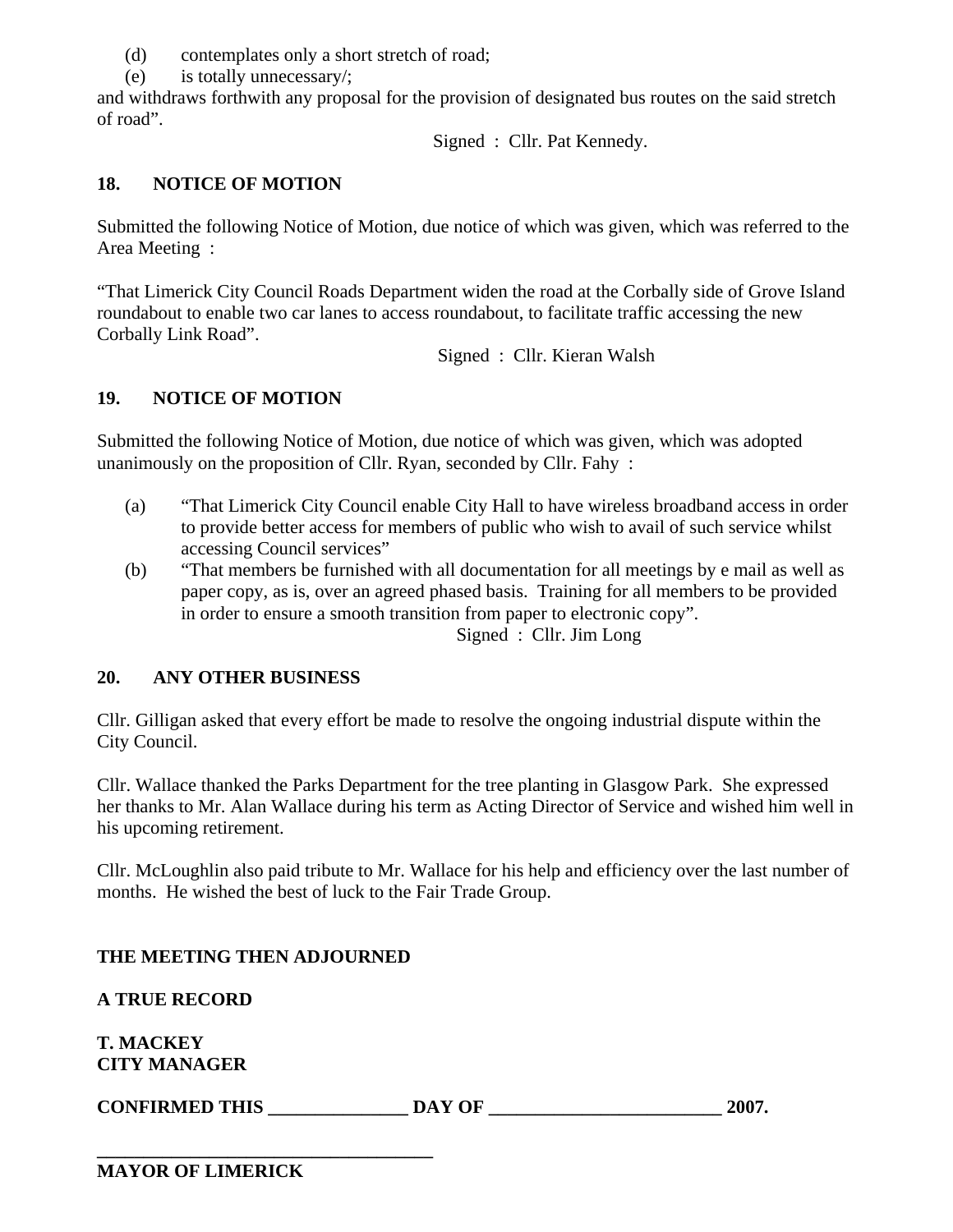(d) contemplates only a short stretch of road;
(e) is totally unnecessary/;

and withdraws forthwith any proposal for the provision of designated bus routes on the said stretch of road".

Signed : Cllr. Pat Kennedy.

**18. NOTICE OF MOTION**

Submitted the following Notice of Motion, due notice of which was given, which was referred to the Area Meeting :

"That Limerick City Council Roads Department widen the road at the Corbally side of Grove Island roundabout to enable two car lanes to access roundabout, to facilitate traffic accessing the new Corbally Link Road".

Signed : Cllr. Kieran Walsh

**19. NOTICE OF MOTION**

Submitted the following Notice of Motion, due notice of which was given, which was adopted unanimously on the proposition of Cllr. Ryan, seconded by Cllr. Fahy :

(a) "That Limerick City Council enable City Hall to have wireless broadband access in order to provide better access for members of public who wish to avail of such service whilst accessing Council services"
(b) "That members be furnished with all documentation for all meetings by e mail as well as paper copy, as is, over an agreed phased basis. Training for all members to be provided in order to ensure a smooth transition from paper to electronic copy".

Signed : Cllr. Jim Long

**20. ANY OTHER BUSINESS**

Cllr. Gilligan asked that every effort be made to resolve the ongoing industrial dispute within the City Council.

Cllr. Wallace thanked the Parks Department for the tree planting in Glasgow Park. She expressed her thanks to Mr. Alan Wallace during his term as Acting Director of Service and wished him well in his upcoming retirement.

Cllr. McLoughlin also paid tribute to Mr. Wallace for his help and efficiency over the last number of months. He wished the best of luck to the Fair Trade Group.

**THE MEETING THEN ADJOURNED**

**A TRUE RECORD**

**T. MACKEY**
**CITY MANAGER**

**CONFIRMED THIS _______________ DAY OF _________________________ 2007.**

**____________________________________**
**MAYOR OF LIMERICK**